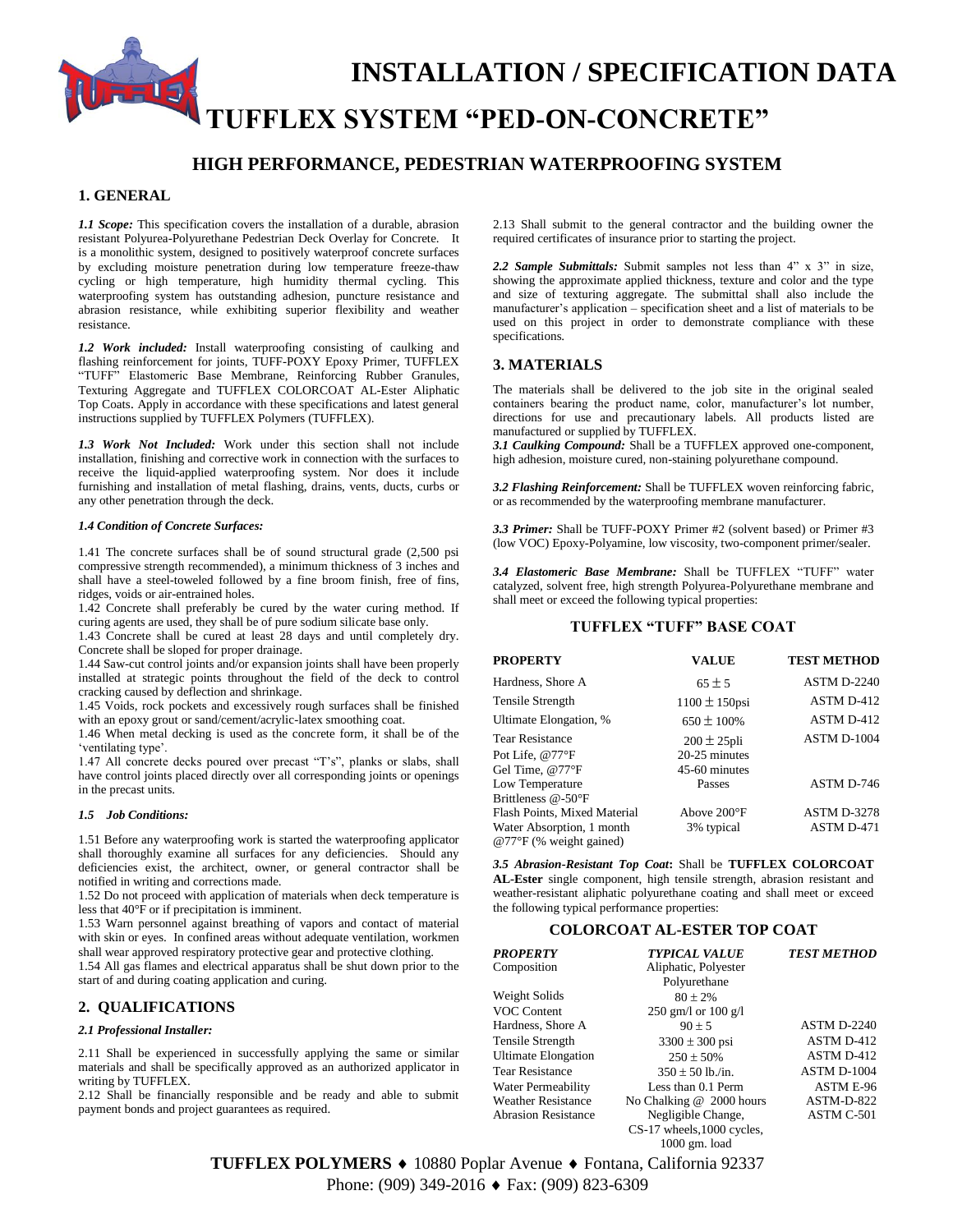# INSTALLATION / SPECIFICATION DATA

# TUFFLEX SYSTEM "PED-ON-CONCRETE"

## HIGH PERFORMANCE, PEDESTRIAN WATERPROOFING SYSTEM

### 1. GENERAL

***1.1 Scope:*** This specification covers the installation of a durable, abrasion resistant Polyurea-Polyurethane Pedestrian Deck Overlay for Concrete. It is a monolithic system, designed to positively waterproof concrete surfaces by excluding moisture penetration during low temperature freeze-thaw cycling or high temperature, high humidity thermal cycling. This waterproofing system has outstanding adhesion, puncture resistance and abrasion resistance, while exhibiting superior flexibility and weather resistance.

***1.2 Work included:*** Install waterproofing consisting of caulking and flashing reinforcement for joints, TUFF-POXY Epoxy Primer, TUFFLEX "TUFF" Elastomeric Base Membrane, Reinforcing Rubber Granules, Texturing Aggregate and TUFFLEX COLORCOAT AL-Ester Aliphatic Top Coats. Apply in accordance with these specifications and latest general instructions supplied by TUFFLEX Polymers (TUFFLEX).

***1.3 Work Not Included:*** Work under this section shall not include installation, finishing and corrective work in connection with the surfaces to receive the liquid-applied waterproofing system. Nor does it include furnishing and installation of metal flashing, drains, vents, ducts, curbs or any other penetration through the deck.

***1.4 Condition of Concrete Surfaces:***

1.41 The concrete surfaces shall be of sound structural grade (2,500 psi compressive strength recommended), a minimum thickness of 3 inches and shall have a steel-toweled followed by a fine broom finish, free of fins, ridges, voids or air-entrained holes.
1.42 Concrete shall preferably be cured by the water curing method. If curing agents are used, they shall be of pure sodium silicate base only.
1.43 Concrete shall be cured at least 28 days and until completely dry. Concrete shall be sloped for proper drainage.
1.44 Saw-cut control joints and/or expansion joints shall have been properly installed at strategic points throughout the field of the deck to control cracking caused by deflection and shrinkage.
1.45 Voids, rock pockets and excessively rough surfaces shall be finished with an epoxy grout or sand/cement/acrylic-latex smoothing coat.
1.46 When metal decking is used as the concrete form, it shall be of the 'ventilating type'.
1.47 All concrete decks poured over precast "T's", planks or slabs, shall have control joints placed directly over all corresponding joints or openings in the precast units.

***1.5 Job Conditions:***

1.51 Before any waterproofing work is started the waterproofing applicator shall thoroughly examine all surfaces for any deficiencies. Should any deficiencies exist, the architect, owner, or general contractor shall be notified in writing and corrections made.
1.52 Do not proceed with application of materials when deck temperature is less that 40°F or if precipitation is imminent.
1.53 Warn personnel against breathing of vapors and contact of material with skin or eyes. In confined areas without adequate ventilation, workmen shall wear approved respiratory protective gear and protective clothing.
1.54 All gas flames and electrical apparatus shall be shut down prior to the start of and during coating application and curing.

### 2. QUALIFICATIONS

***2.1 Professional Installer:***

2.11 Shall be experienced in successfully applying the same or similar materials and shall be specifically approved as an authorized applicator in writing by TUFFLEX.
2.12 Shall be financially responsible and be ready and able to submit payment bonds and project guarantees as required.
2.13 Shall submit to the general contractor and the building owner the required certificates of insurance prior to starting the project.

***2.2 Sample Submittals:*** Submit samples not less than 4" x 3" in size, showing the approximate applied thickness, texture and color and the type and size of texturing aggregate. The submittal shall also include the manufacturer's application – specification sheet and a list of materials to be used on this project in order to demonstrate compliance with these specifications.

### 3. MATERIALS

The materials shall be delivered to the job site in the original sealed containers bearing the product name, color, manufacturer's lot number, directions for use and precautionary labels. All products listed are manufactured or supplied by TUFFLEX.

***3.1 Caulking Compound:*** Shall be a TUFFLEX approved one-component, high adhesion, moisture cured, non-staining polyurethane compound.

***3.2 Flashing Reinforcement:*** Shall be TUFFLEX woven reinforcing fabric, or as recommended by the waterproofing membrane manufacturer.

***3.3 Primer:*** Shall be TUFF-POXY Primer #2 (solvent based) or Primer #3 (low VOC) Epoxy-Polyamine, low viscosity, two-component primer/sealer.

***3.4 Elastomeric Base Membrane:*** Shall be TUFFLEX "TUFF" water catalyzed, solvent free, high strength Polyurea-Polyurethane membrane and shall meet or exceed the following typical properties:

#### TUFFLEX "TUFF" BASE COAT

| PROPERTY | VALUE | TEST METHOD |
|---|---|---|
| Hardness, Shore A | 65 ± 5 | ASTM D-2240 |
| Tensile Strength | 1100 ± 150psi | ASTM D-412 |
| Ultimate Elongation, % | 650 ± 100% | ASTM D-412 |
| Tear Resistance | 200 ± 25pli | ASTM D-1004 |
| Pot Life, @77°F | 20-25 minutes | |
| Gel Time, @77°F | 45-60 minutes | |
| Low Temperature Brittleness @-50°F | Passes | ASTM D-746 |
| Flash Points, Mixed Material | Above 200°F | ASTM D-3278 |
| Water Absorption, 1 month @77°F (% weight gained) | 3% typical | ASTM D-471 |

***3.5 Abrasion-Resistant Top Coat*:** Shall be **TUFFLEX COLORCOAT AL-Ester** single component, high tensile strength, abrasion resistant and weather-resistant aliphatic polyurethane coating and shall meet or exceed the following typical performance properties:

#### COLORCOAT AL-ESTER TOP COAT

| *PROPERTY* | *TYPICAL VALUE* | *TEST METHOD* |
|---|---|---|
| Composition | Aliphatic, Polyester Polyurethane | |
| Weight Solids | 80 ± 2% | |
| VOC Content | 250 gm/l or 100 g/l | |
| Hardness, Shore A | 90 ± 5 | ASTM D-2240 |
| Tensile Strength | 3300 ± 300 psi | ASTM D-412 |
| Ultimate Elongation | 250 ± 50% | ASTM D-412 |
| Tear Resistance | 350 ± 50 lb./in. | ASTM D-1004 |
| Water Permeability | Less than 0.1 Perm | ASTM E-96 |
| Weather Resistance | No Chalking @ 2000 hours | ASTM-D-822 |
| Abrasion Resistance | Negligible Change, CS-17 wheels,1000 cycles, 1000 gm. load | ASTM C-501 |

**TUFFLEX POLYMERS** ♦ 10880 Poplar Avenue ♦ Fontana, California 92337
Phone: (909) 349-2016 ♦ Fax: (909) 823-6309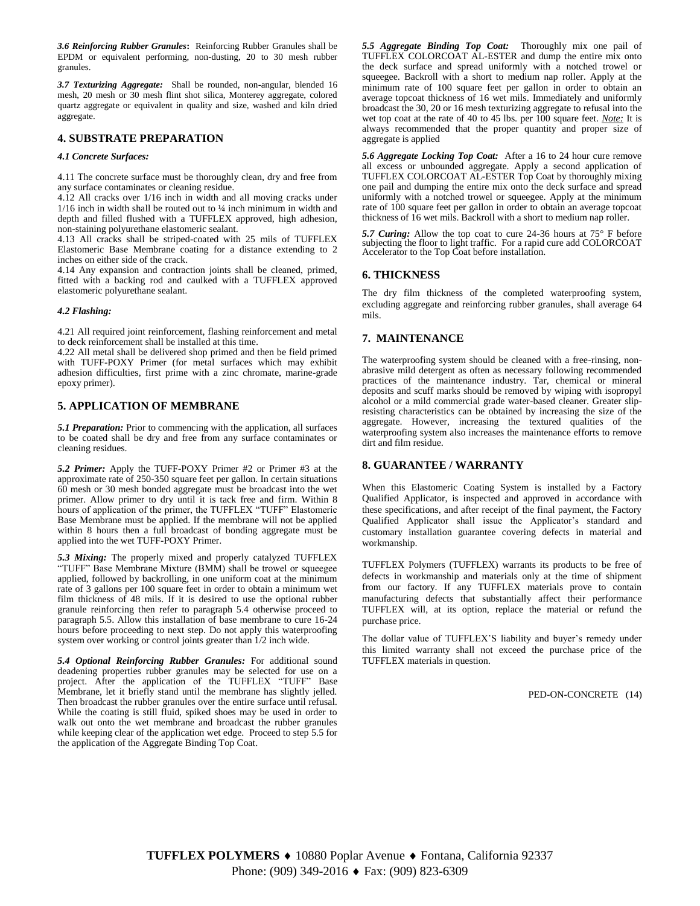***3.6 Reinforcing Rubber Granules*****:** Reinforcing Rubber Granules shall be EPDM or equivalent performing, non-dusting, 20 to 30 mesh rubber granules.

***3.7 Texturizing Aggregate:*** Shall be rounded, non-angular, blended 16 mesh, 20 mesh or 30 mesh flint shot silica, Monterey aggregate, colored quartz aggregate or equivalent in quality and size, washed and kiln dried aggregate.

## 4. SUBSTRATE PREPARATION

***4.1 Concrete Surfaces:***

4.11 The concrete surface must be thoroughly clean, dry and free from any surface contaminates or cleaning residue.
4.12 All cracks over 1/16 inch in width and all moving cracks under 1/16 inch in width shall be routed out to ¼ inch minimum in width and depth and filled flushed with a TUFFLEX approved, high adhesion, non-staining polyurethane elastomeric sealant.
4.13 All cracks shall be striped-coated with 25 mils of TUFFLEX Elastomeric Base Membrane coating for a distance extending to 2 inches on either side of the crack.
4.14 Any expansion and contraction joints shall be cleaned, primed, fitted with a backing rod and caulked with a TUFFLEX approved elastomeric polyurethane sealant.

***4.2 Flashing:***

4.21 All required joint reinforcement, flashing reinforcement and metal to deck reinforcement shall be installed at this time.
4.22 All metal shall be delivered shop primed and then be field primed with TUFF-POXY Primer (for metal surfaces which may exhibit adhesion difficulties, first prime with a zinc chromate, marine-grade epoxy primer).

## 5. APPLICATION OF MEMBRANE

***5.1 Preparation:*** Prior to commencing with the application, all surfaces to be coated shall be dry and free from any surface contaminates or cleaning residues.

***5.2 Primer:*** Apply the TUFF-POXY Primer #2 or Primer #3 at the approximate rate of 250-350 square feet per gallon. In certain situations 60 mesh or 30 mesh bonded aggregate must be broadcast into the wet primer. Allow primer to dry until it is tack free and firm. Within 8 hours of application of the primer, the TUFFLEX "TUFF" Elastomeric Base Membrane must be applied. If the membrane will not be applied within 8 hours then a full broadcast of bonding aggregate must be applied into the wet TUFF-POXY Primer.

***5.3 Mixing:*** The properly mixed and properly catalyzed TUFFLEX "TUFF" Base Membrane Mixture (BMM) shall be trowel or squeegee applied, followed by backrolling, in one uniform coat at the minimum rate of 3 gallons per 100 square feet in order to obtain a minimum wet film thickness of 48 mils. If it is desired to use the optional rubber granule reinforcing then refer to paragraph 5.4 otherwise proceed to paragraph 5.5. Allow this installation of base membrane to cure 16-24 hours before proceeding to next step. Do not apply this waterproofing system over working or control joints greater than 1/2 inch wide.

***5.4 Optional Reinforcing Rubber Granules:*** For additional sound deadening properties rubber granules may be selected for use on a project. After the application of the TUFFLEX "TUFF" Base Membrane, let it briefly stand until the membrane has slightly jelled. Then broadcast the rubber granules over the entire surface until refusal. While the coating is still fluid, spiked shoes may be used in order to walk out onto the wet membrane and broadcast the rubber granules while keeping clear of the application wet edge. Proceed to step 5.5 for the application of the Aggregate Binding Top Coat.

***5.5 Aggregate Binding Top Coat:*** Thoroughly mix one pail of TUFFLEX COLORCOAT AL-ESTER and dump the entire mix onto the deck surface and spread uniformly with a notched trowel or squeegee. Backroll with a short to medium nap roller. Apply at the minimum rate of 100 square feet per gallon in order to obtain an average topcoat thickness of 16 wet mils. Immediately and uniformly broadcast the 30, 20 or 16 mesh texturizing aggregate to refusal into the wet top coat at the rate of 40 to 45 lbs. per 100 square feet. ***Note:*** It is always recommended that the proper quantity and proper size of aggregate is applied

***5.6 Aggregate Locking Top Coat:*** After a 16 to 24 hour cure remove all excess or unbounded aggregate. Apply a second application of TUFFLEX COLORCOAT AL-ESTER Top Coat by thoroughly mixing one pail and dumping the entire mix onto the deck surface and spread uniformly with a notched trowel or squeegee. Apply at the minimum rate of 100 square feet per gallon in order to obtain an average topcoat thickness of 16 wet mils. Backroll with a short to medium nap roller.

***5.7 Curing:*** Allow the top coat to cure 24-36 hours at 75° F before subjecting the floor to light traffic. For a rapid cure add COLORCOAT Accelerator to the Top Coat before installation.

## 6. THICKNESS

The dry film thickness of the completed waterproofing system, excluding aggregate and reinforcing rubber granules, shall average 64 mils.

## 7. MAINTENANCE

The waterproofing system should be cleaned with a free-rinsing, non-abrasive mild detergent as often as necessary following recommended practices of the maintenance industry. Tar, chemical or mineral deposits and scuff marks should be removed by wiping with isopropyl alcohol or a mild commercial grade water-based cleaner. Greater slip-resisting characteristics can be obtained by increasing the size of the aggregate. However, increasing the textured qualities of the waterproofing system also increases the maintenance efforts to remove dirt and film residue.

## 8. GUARANTEE / WARRANTY

When this Elastomeric Coating System is installed by a Factory Qualified Applicator, is inspected and approved in accordance with these specifications, and after receipt of the final payment, the Factory Qualified Applicator shall issue the Applicator's standard and customary installation guarantee covering defects in material and workmanship.

TUFFLEX Polymers (TUFFLEX) warrants its products to be free of defects in workmanship and materials only at the time of shipment from our factory. If any TUFFLEX materials prove to contain manufacturing defects that substantially affect their performance TUFFLEX will, at its option, replace the material or refund the purchase price.

The dollar value of TUFFLEX'S liability and buyer's remedy under this limited warranty shall not exceed the purchase price of the TUFFLEX materials in question.

PED-ON-CONCRETE (14)

**TUFFLEX POLYMERS** ♦ 10880 Poplar Avenue ♦ Fontana, California 92337
Phone: (909) 349-2016 ♦ Fax: (909) 823-6309